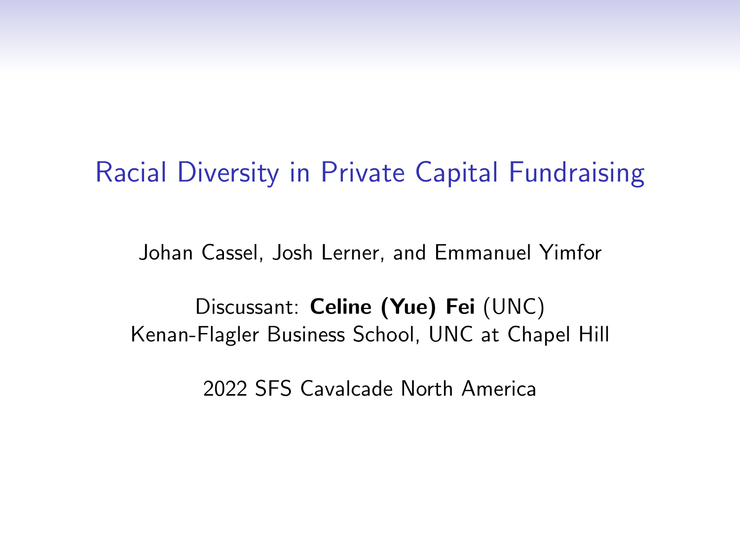# Racial Diversity in Private Capital Fundraising

Johan Cassel, Josh Lerner, and Emmanuel Yimfor

Discussant: **Celine (Yue) Fei** (UNC)
Kenan-Flagler Business School, UNC at Chapel Hill

2022 SFS Cavalcade North America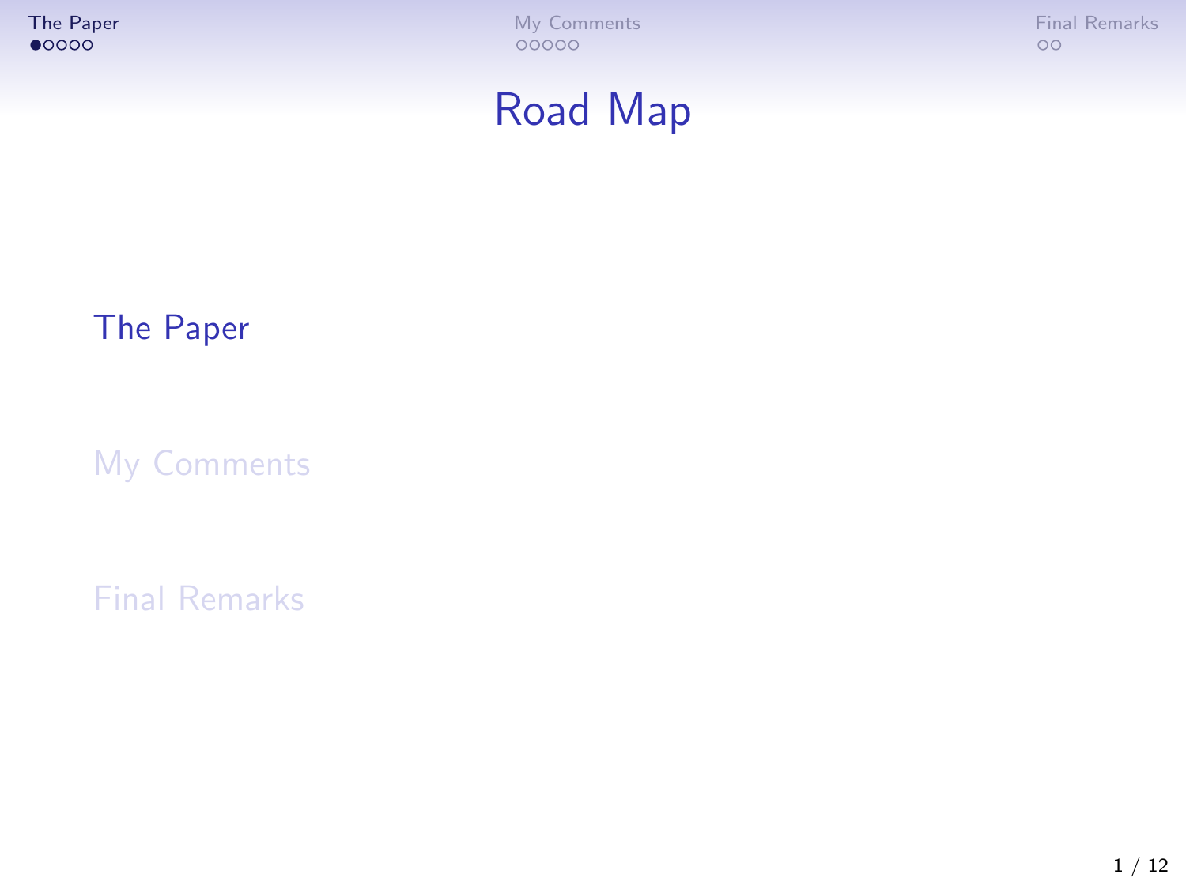# Road Map

- The Paper
- My Comments
- Final Remarks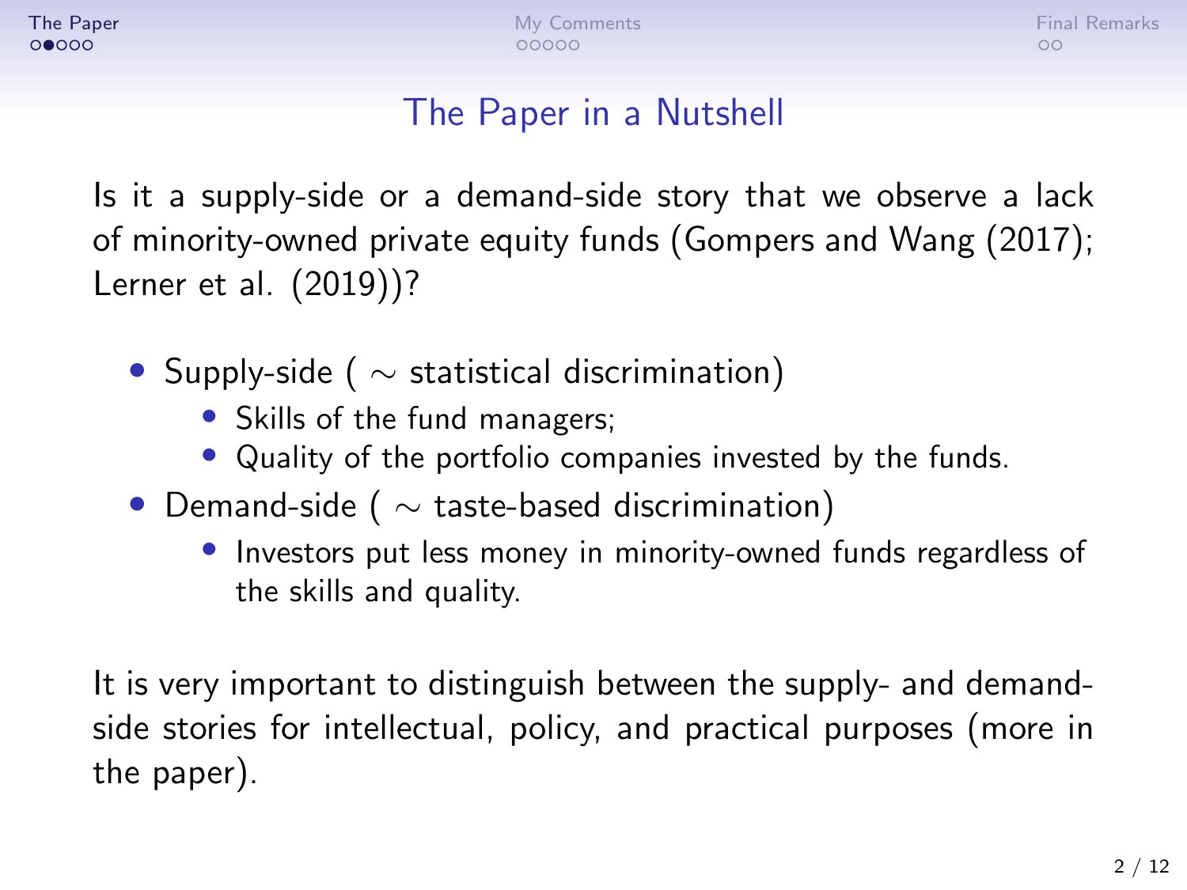# The Paper in a Nutshell

Is it a supply-side or a demand-side story that we observe a lack of minority-owned private equity funds (Gompers and Wang (2017); Lerner et al. (2019))?

- Supply-side ( $\sim$ statistical discrimination)
  - Skills of the fund managers;
  - Quality of the portfolio companies invested by the funds.
- Demand-side ( $\sim$ taste-based discrimination)
  - Investors put less money in minority-owned funds regardless of the skills and quality.

It is very important to distinguish between the supply- and demand-side stories for intellectual, policy, and practical purposes (more in the paper).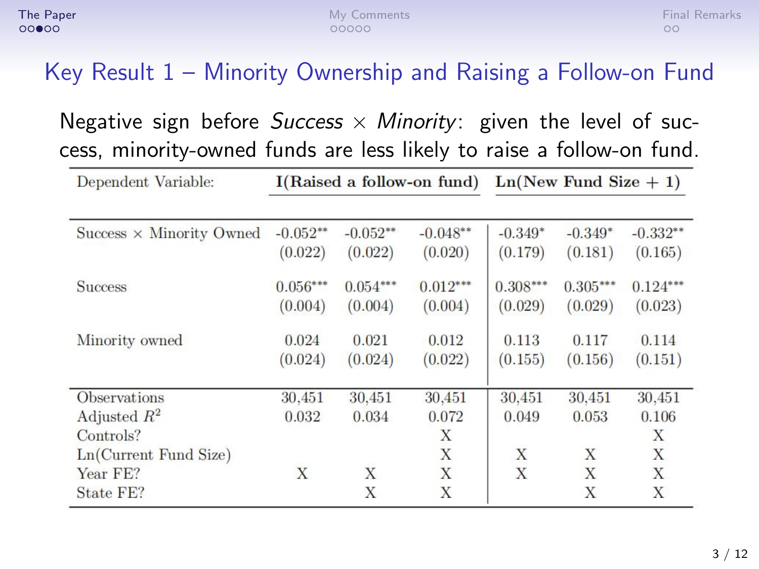## Key Result 1 – Minority Ownership and Raising a Follow-on Fund

Negative sign before *Success* × *Minority*: given the level of success, minority-owned funds are less likely to raise a follow-on fund.

| Dependent Variable: | I(Raised a follow-on fund) | | | Ln(New Fund Size + 1) | | |
|---|---|---|---|---|---|---|
| Success × Minority Owned | -0.052** | -0.052** | -0.048** | -0.349* | -0.349* | -0.332** |
| | (0.022) | (0.022) | (0.020) | (0.179) | (0.181) | (0.165) |
| Success | 0.056*** | 0.054*** | 0.012*** | 0.308*** | 0.305*** | 0.124*** |
| | (0.004) | (0.004) | (0.004) | (0.029) | (0.029) | (0.023) |
| Minority owned | 0.024 | 0.021 | 0.012 | 0.113 | 0.117 | 0.114 |
| | (0.024) | (0.024) | (0.022) | (0.155) | (0.156) | (0.151) |
| Observations | 30,451 | 30,451 | 30,451 | 30,451 | 30,451 | 30,451 |
| Adjusted $R^2$ | 0.032 | 0.034 | 0.072 | 0.049 | 0.053 | 0.106 |
| Controls? | | | X | | | X |
| Ln(Current Fund Size) | | | X | X | X | X |
| Year FE? | X | X | X | X | X | X |
| State FE? | | X | X | | X | X |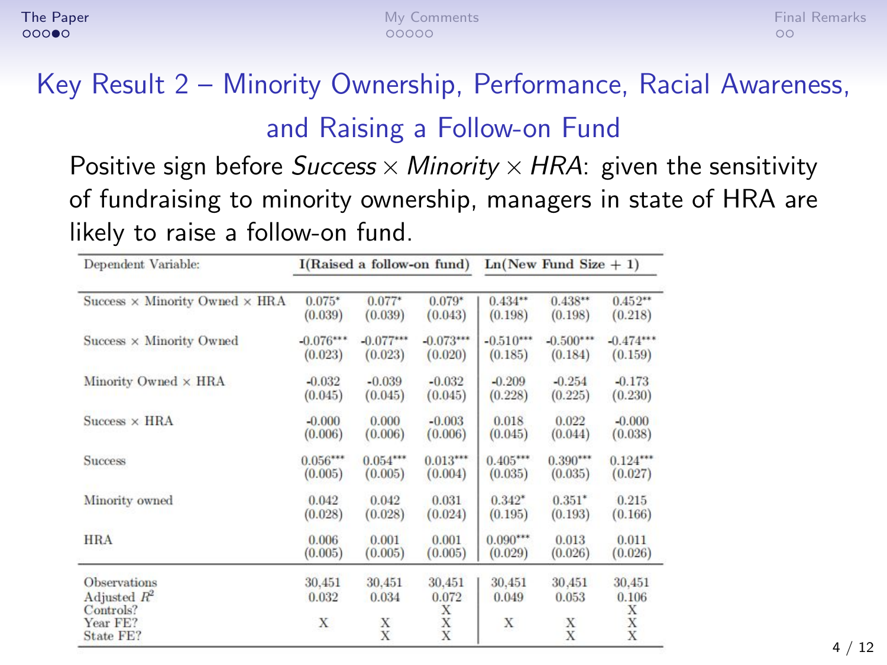## Key Result 2 – Minority Ownership, Performance, Racial Awareness, and Raising a Follow-on Fund

Positive sign before *Success* × *Minority* × *HRA*: given the sensitivity of fundraising to minority ownership, managers in state of HRA are likely to raise a follow-on fund.

| Dependent Variable: | I(Raised a follow-on fund) | | | Ln(New Fund Size + 1) | | |
|---|---|---|---|---|---|---|
| Success × Minority Owned × HRA | 0.075* | 0.077* | 0.079* | 0.434** | 0.438** | 0.452** |
| | (0.039) | (0.039) | (0.043) | (0.198) | (0.198) | (0.218) |
| Success × Minority Owned | -0.076*** | -0.077*** | -0.073*** | -0.510*** | -0.500*** | -0.474*** |
| | (0.023) | (0.023) | (0.020) | (0.185) | (0.184) | (0.159) |
| Minority Owned × HRA | -0.032 | -0.039 | -0.032 | -0.209 | -0.254 | -0.173 |
| | (0.045) | (0.045) | (0.045) | (0.228) | (0.225) | (0.230) |
| Success × HRA | -0.000 | 0.000 | -0.003 | 0.018 | 0.022 | -0.000 |
| | (0.006) | (0.006) | (0.006) | (0.045) | (0.044) | (0.038) |
| Success | 0.056*** | 0.054*** | 0.013*** | 0.405*** | 0.390*** | 0.124*** |
| | (0.005) | (0.005) | (0.004) | (0.035) | (0.035) | (0.027) |
| Minority owned | 0.042 | 0.042 | 0.031 | 0.342* | 0.351* | 0.215 |
| | (0.028) | (0.028) | (0.024) | (0.195) | (0.193) | (0.166) |
| HRA | 0.006 | 0.001 | 0.001 | 0.090*** | 0.013 | 0.011 |
| | (0.005) | (0.005) | (0.005) | (0.029) | (0.026) | (0.026) |
| Observations | 30,451 | 30,451 | 30,451 | 30,451 | 30,451 | 30,451 |
| Adjusted $R^2$ | 0.032 | 0.034 | 0.072 | 0.049 | 0.053 | 0.106 |
| Controls? | | | X | | | X |
| Year FE? | X | X | X | X | X | X |
| State FE? | | X | X | | X | X |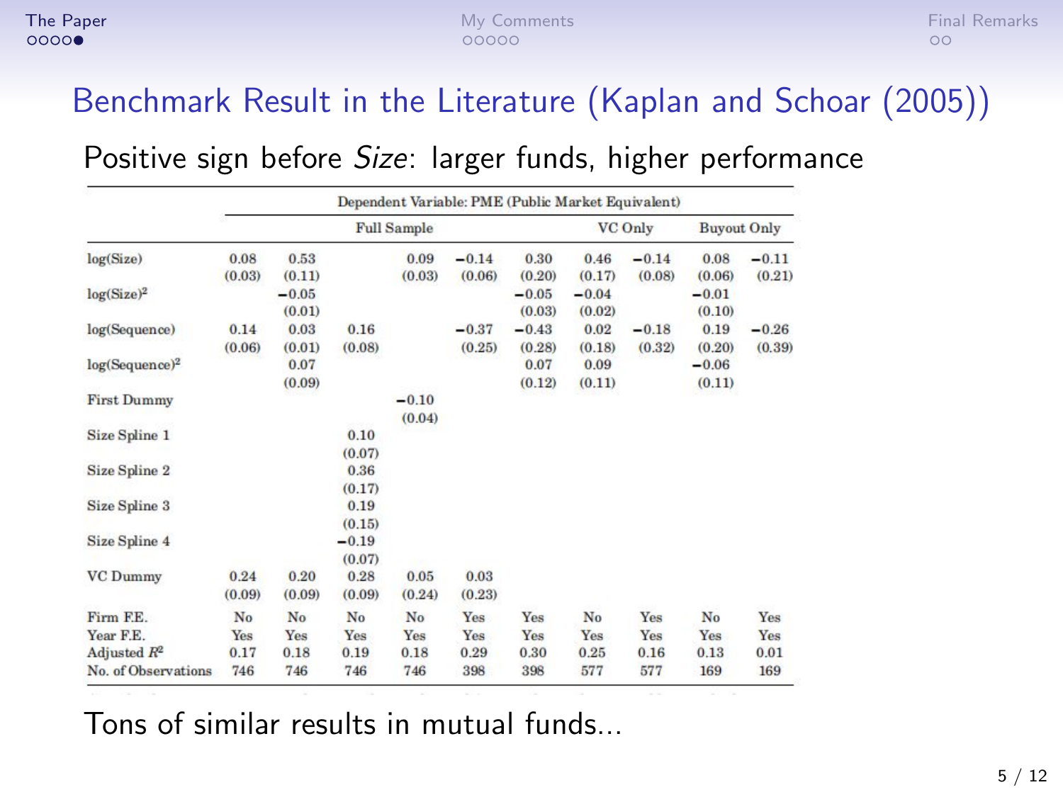# Benchmark Result in the Literature (Kaplan and Schoar (2005))

Positive sign before *Size*: larger funds, higher performance

| | Dependent Variable: PME (Public Market Equivalent) | | | | | | | | | |
|---|---|---|---|---|---|---|---|---|---|---|
| | Full Sample | | | | | | VC Only | | Buyout Only | |
| log(Size) | 0.08 | 0.53 | | 0.09 | −0.14 | 0.30 | 0.46 | −0.14 | 0.08 | −0.11 |
| | (0.03) | (0.11) | | (0.03) | (0.06) | (0.20) | (0.17) | (0.08) | (0.06) | (0.21) |
| log(Size)$^2$ | | −0.05 | | | | −0.05 | −0.04 | | −0.01 | |
| | | (0.01) | | | | (0.03) | (0.02) | | (0.10) | |
| log(Sequence) | 0.14 | 0.03 | 0.16 | | −0.37 | −0.43 | 0.02 | −0.18 | 0.19 | −0.26 |
| | (0.06) | (0.01) | (0.08) | | (0.25) | (0.28) | (0.18) | (0.32) | (0.20) | (0.39) |
| log(Sequence)$^2$ | | 0.07 | | | | 0.07 | 0.09 | | −0.06 | |
| | | (0.09) | | | | (0.12) | (0.11) | | (0.11) | |
| First Dummy | | | | −0.10 | | | | | | |
| | | | | (0.04) | | | | | | |
| Size Spline 1 | | | 0.10 | | | | | | | |
| | | | (0.07) | | | | | | | |
| Size Spline 2 | | | 0.36 | | | | | | | |
| | | | (0.17) | | | | | | | |
| Size Spline 3 | | | 0.19 | | | | | | | |
| | | | (0.15) | | | | | | | |
| Size Spline 4 | | | −0.19 | | | | | | | |
| | | | (0.07) | | | | | | | |
| VC Dummy | 0.24 | 0.20 | 0.28 | 0.05 | 0.03 | | | | | |
| | (0.09) | (0.09) | (0.09) | (0.24) | (0.23) | | | | | |
| Firm F.E. | No | No | No | No | Yes | Yes | No | Yes | No | Yes |
| Year F.E. | Yes | Yes | Yes | Yes | Yes | Yes | Yes | Yes | Yes | Yes |
| Adjusted $R^2$ | 0.17 | 0.18 | 0.19 | 0.18 | 0.29 | 0.30 | 0.25 | 0.16 | 0.13 | 0.01 |
| No. of Observations | 746 | 746 | 746 | 746 | 398 | 398 | 577 | 577 | 169 | 169 |

Tons of similar results in mutual funds...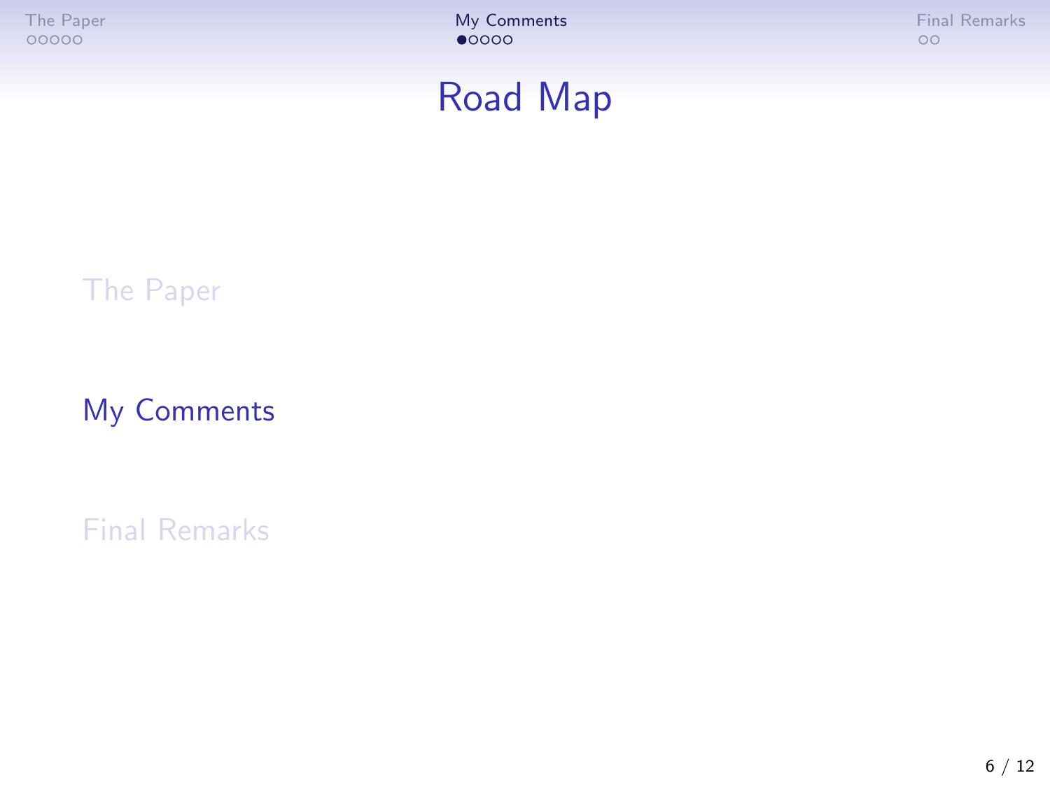# Road Map

The Paper

My Comments

Final Remarks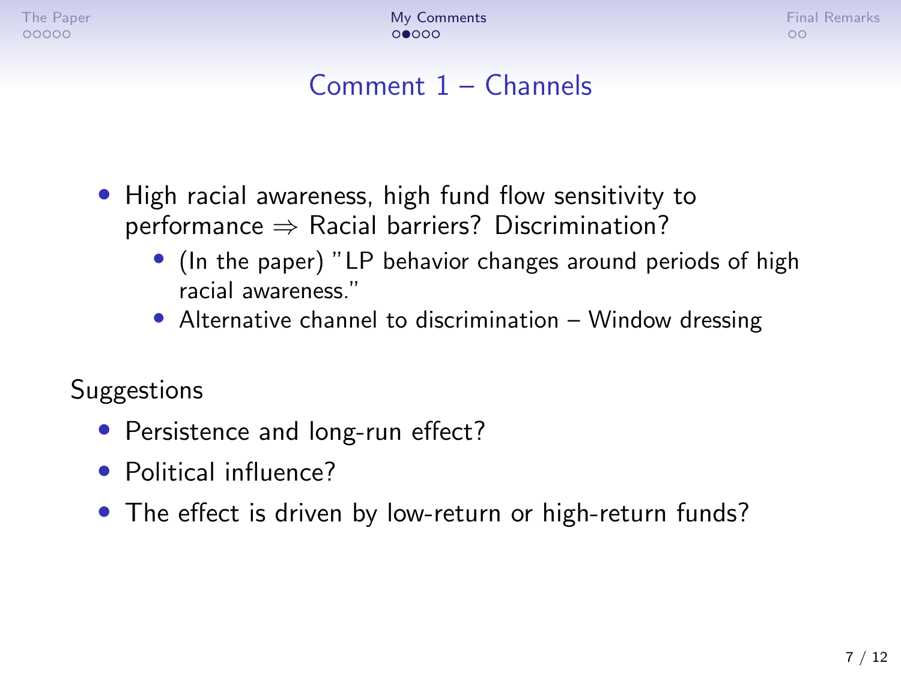# Comment 1 – Channels

- High racial awareness, high fund flow sensitivity to performance $\Rightarrow$ Racial barriers? Discrimination?
  - (In the paper) "LP behavior changes around periods of high racial awareness."
  - Alternative channel to discrimination – Window dressing

Suggestions

- Persistence and long-run effect?
- Political influence?
- The effect is driven by low-return or high-return funds?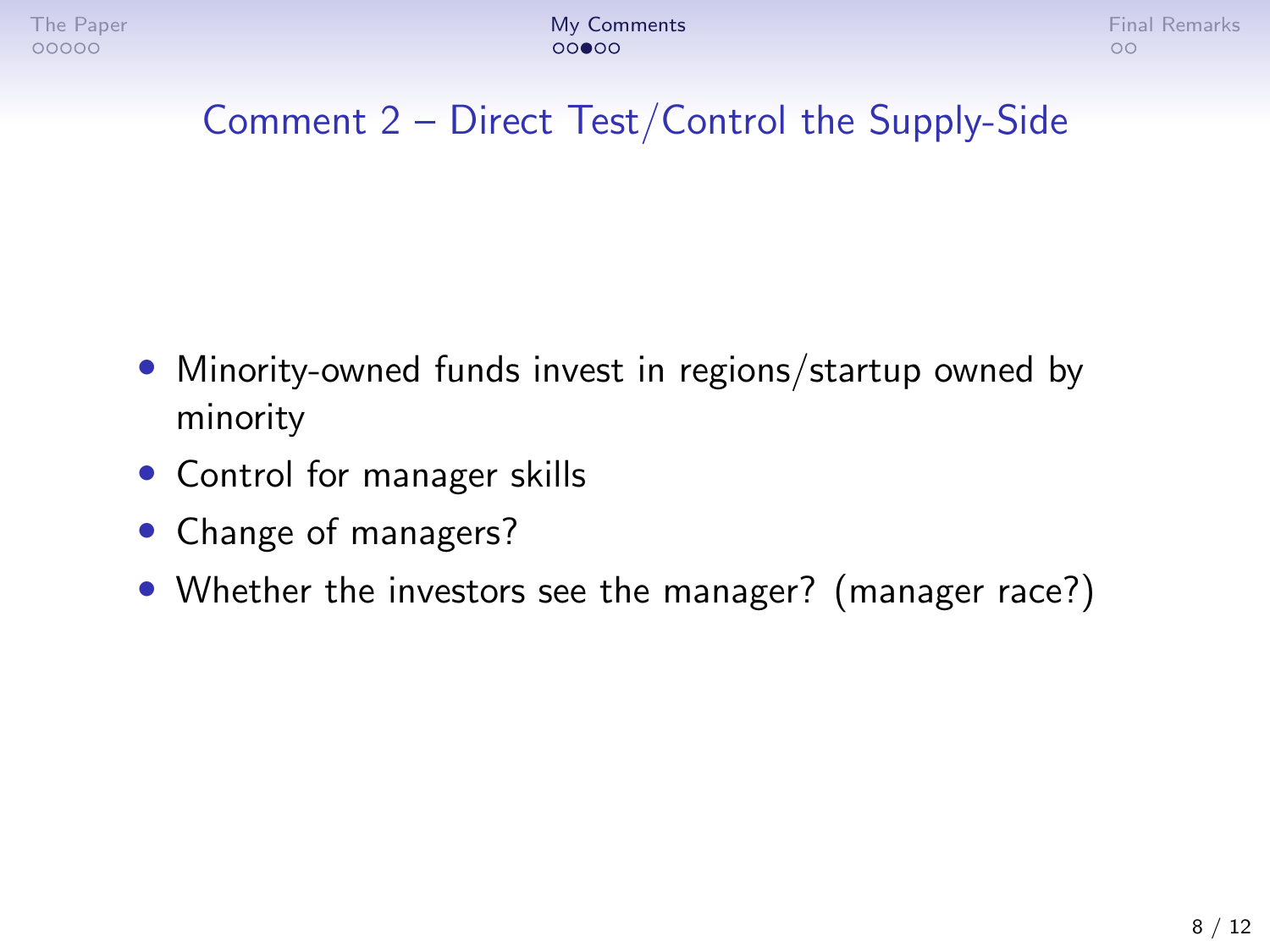# Comment 2 – Direct Test/Control the Supply-Side

- Minority-owned funds invest in regions/startup owned by minority
- Control for manager skills
- Change of managers?
- Whether the investors see the manager? (manager race?)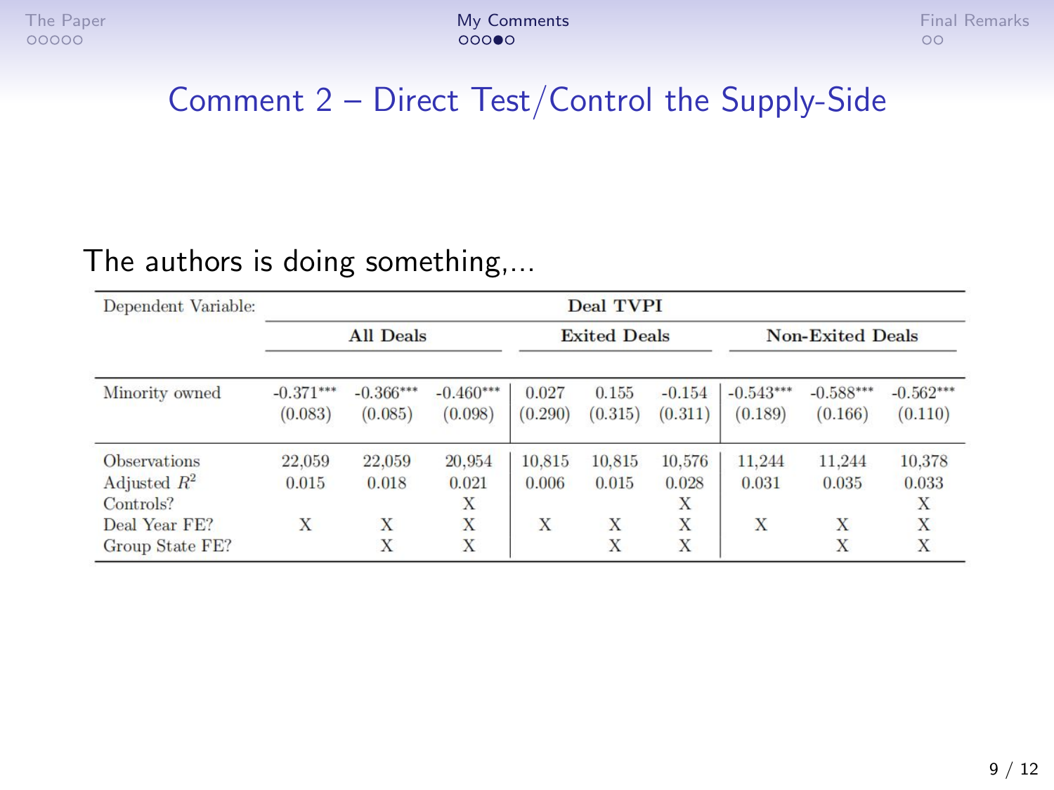# Comment 2 – Direct Test/Control the Supply-Side

The authors is doing something,...

| Dependent Variable: | Deal TVPI | | | | | | | | |
|---|---|---|---|---|---|---|---|---|---|
| | All Deals | | | Exited Deals | | | Non-Exited Deals | | |
| Minority owned | -0.371*** | -0.366*** | -0.460*** | 0.027 | 0.155 | -0.154 | -0.543*** | -0.588*** | -0.562*** |
| | (0.083) | (0.085) | (0.098) | (0.290) | (0.315) | (0.311) | (0.189) | (0.166) | (0.110) |
| Observations | 22,059 | 22,059 | 20,954 | 10,815 | 10,815 | 10,576 | 11,244 | 11,244 | 10,378 |
| Adjusted $R^2$ | 0.015 | 0.018 | 0.021 | 0.006 | 0.015 | 0.028 | 0.031 | 0.035 | 0.033 |
| Controls? | | | X | | | X | | | X |
| Deal Year FE? | X | X | X | X | X | X | X | X | X |
| Group State FE? | | X | X | | X | X | | X | X |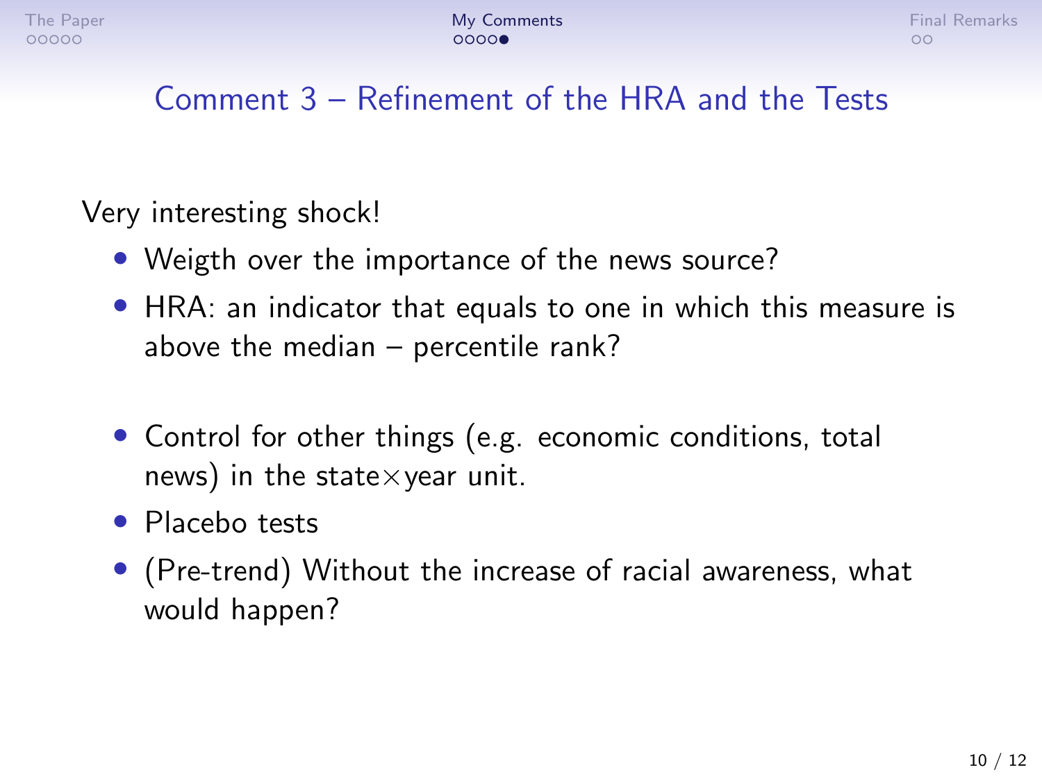## Comment 3 – Refinement of the HRA and the Tests

Very interesting shock!

- Weigth over the importance of the news source?
- HRA: an indicator that equals to one in which this measure is above the median – percentile rank?

- Control for other things (e.g. economic conditions, total news) in the state$\times$year unit.
- Placebo tests
- (Pre-trend) Without the increase of racial awareness, what would happen?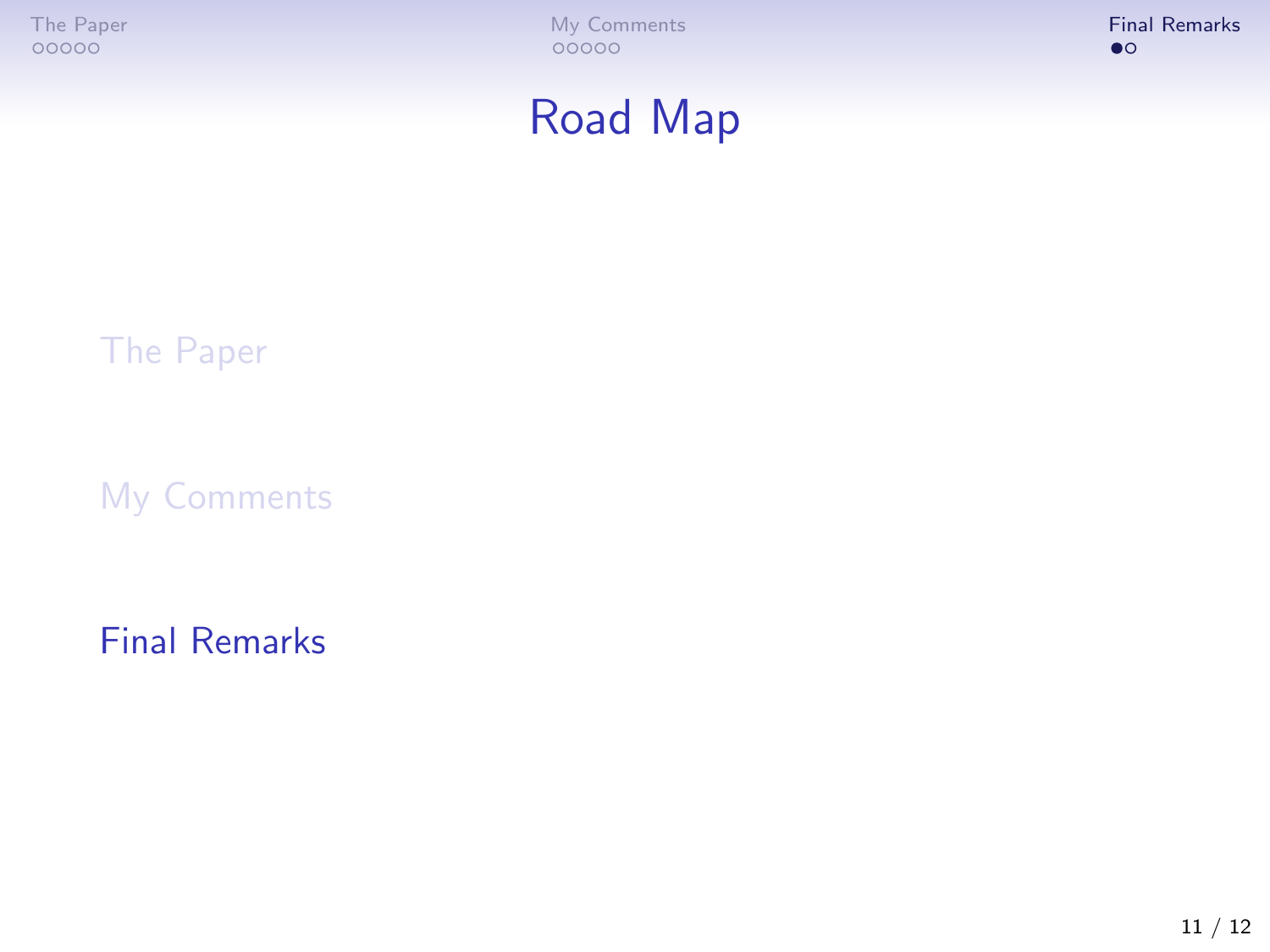# Road Map

The Paper

My Comments

Final Remarks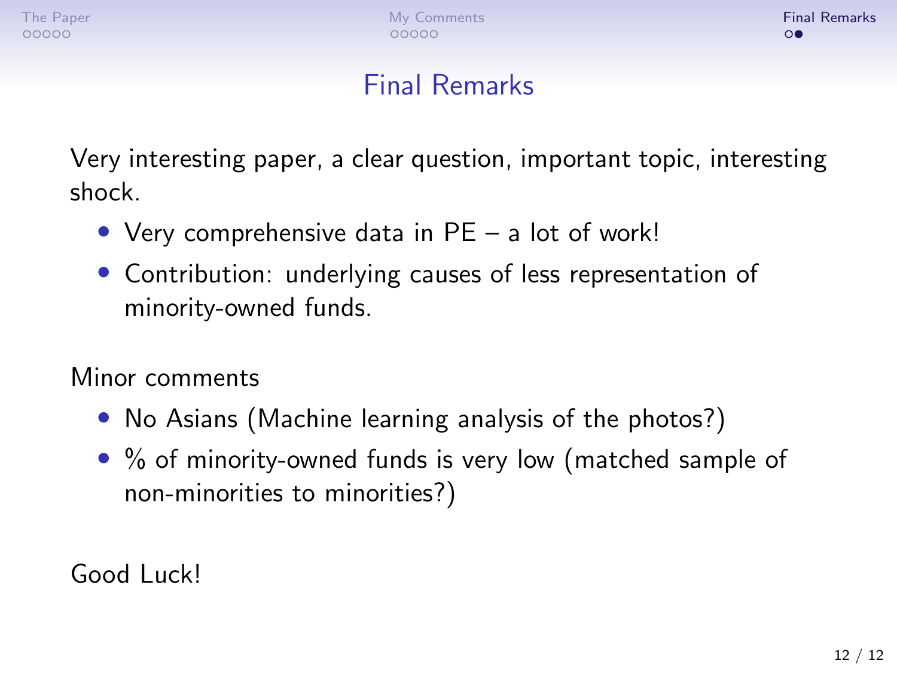# Final Remarks

Very interesting paper, a clear question, important topic, interesting shock.

- Very comprehensive data in PE – a lot of work!
- Contribution: underlying causes of less representation of minority-owned funds.

Minor comments

- No Asians (Machine learning analysis of the photos?)
- % of minority-owned funds is very low (matched sample of non-minorities to minorities?)

Good Luck!